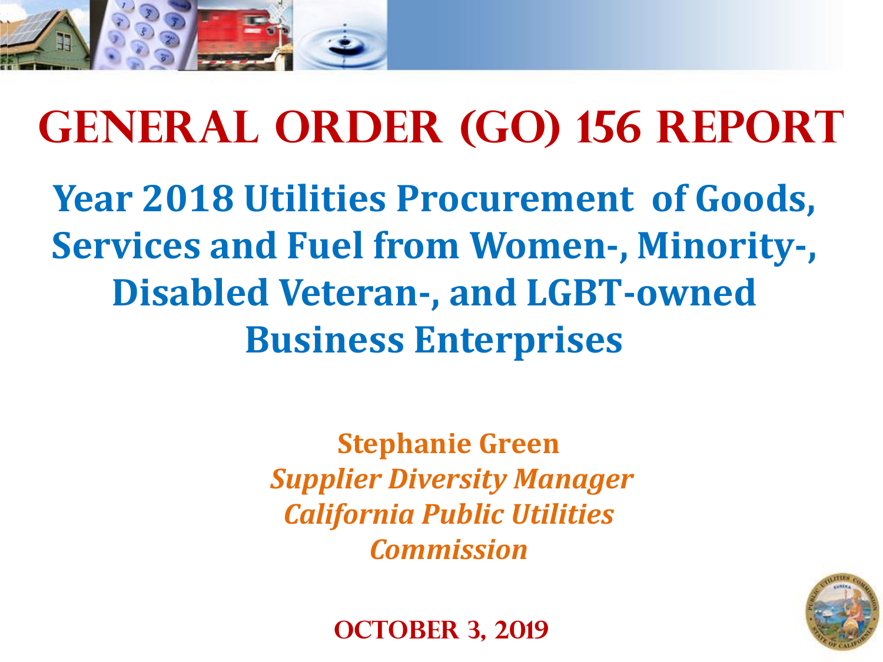# GENERAL ORDER (GO) 156 REPORT

## Year 2018 Utilities Procurement of Goods, Services and Fuel from Women-, Minority-, Disabled Veteran-, and LGBT-owned Business Enterprises

**Stephanie Green**
*Supplier Diversity Manager*
*California Public Utilities Commission*

**OCTOBER 3, 2019**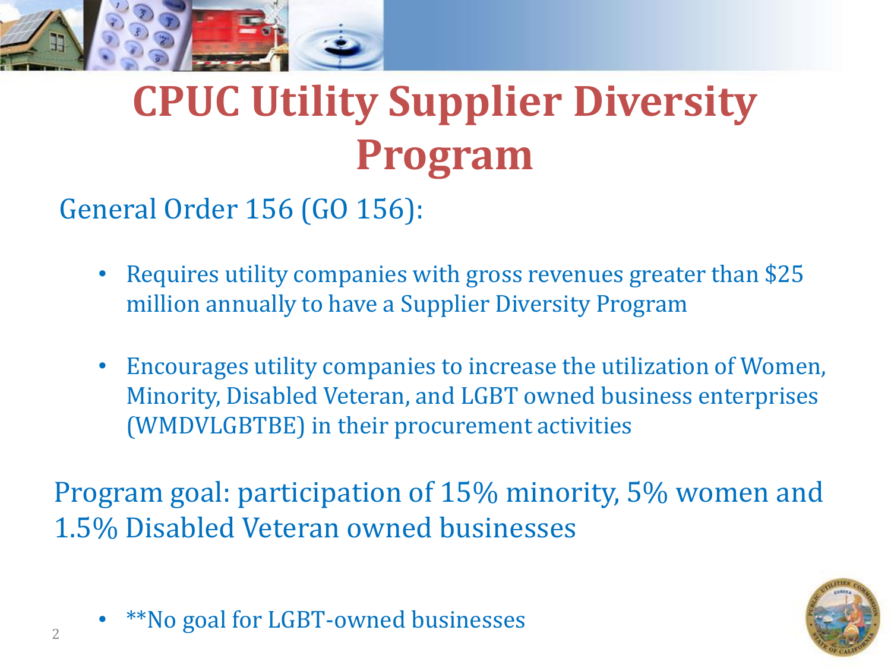# CPUC Utility Supplier Diversity Program

General Order 156 (GO 156):

- Requires utility companies with gross revenues greater than $25 million annually to have a Supplier Diversity Program
- Encourages utility companies to increase the utilization of Women, Minority, Disabled Veteran, and LGBT owned business enterprises (WMDVLGBTBE) in their procurement activities

Program goal: participation of 15% minority, 5% women and 1.5% Disabled Veteran owned businesses

- **No goal for LGBT-owned businesses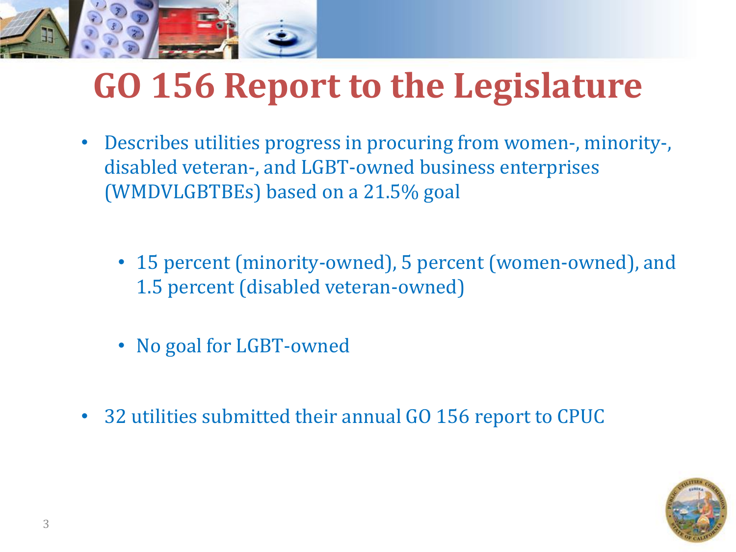# GO 156 Report to the Legislature

- Describes utilities progress in procuring from women-, minority-, disabled veteran-, and LGBT-owned business enterprises (WMDVLGBTBEs) based on a 21.5% goal
  - 15 percent (minority-owned), 5 percent (women-owned), and 1.5 percent (disabled veteran-owned)
  - No goal for LGBT-owned
- 32 utilities submitted their annual GO 156 report to CPUC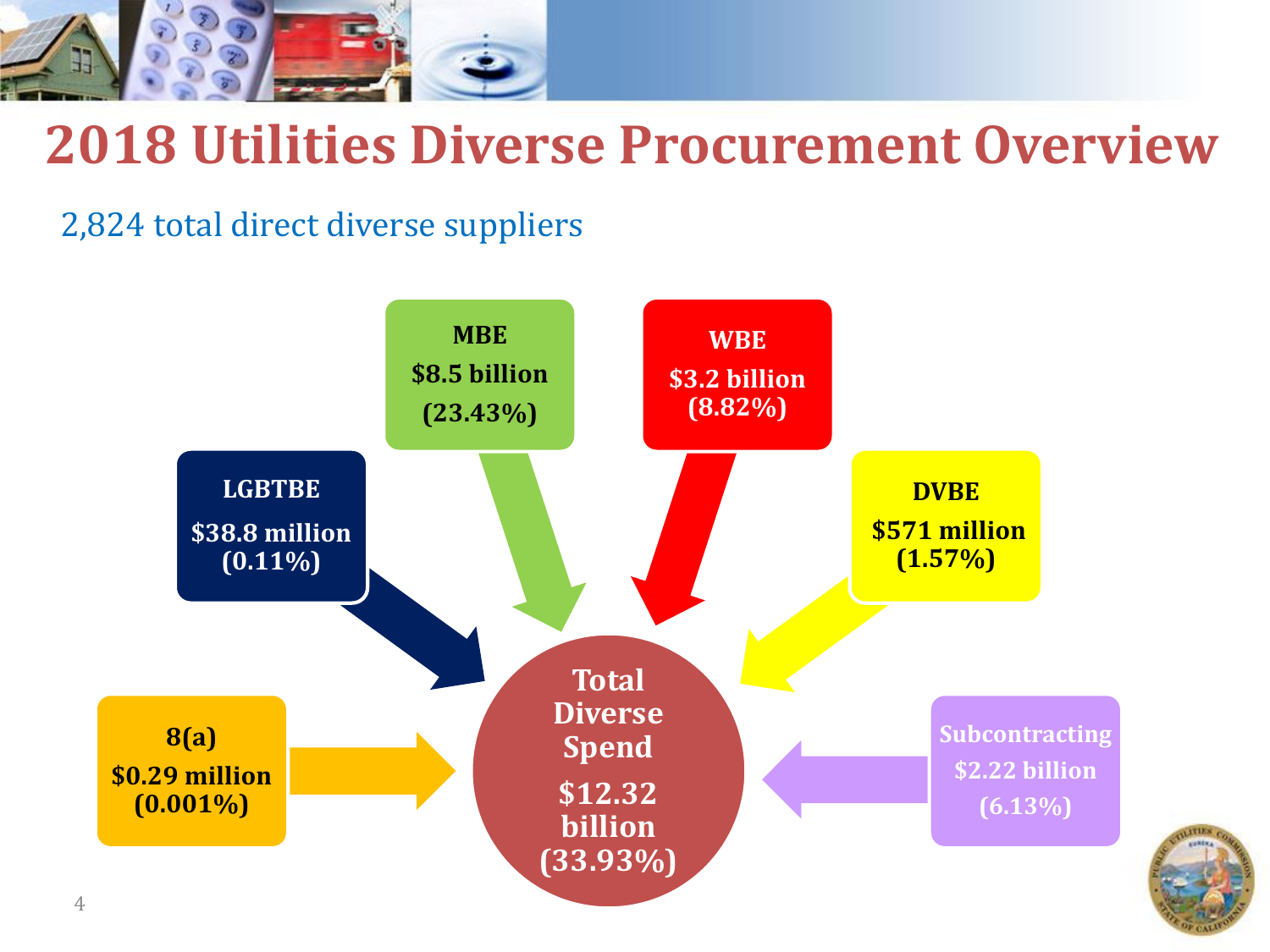# 2018 Utilities Diverse Procurement Overview

2,824 total direct diverse suppliers

**MBE**
**$8.5 billion**
**(23.43%)**

**WBE**
**$3.2 billion**
**(8.82%)**

**LGBTBE**
**$38.8 million**
**(0.11%)**

**DVBE**
**$571 million**
**(1.57%)**

**8(a)**
**$0.29 million**
**(0.001%)**

**Total Diverse Spend**
**$12.32 billion**
**(33.93%)**

**Subcontracting**
**$2.22 billion**
**(6.13%)**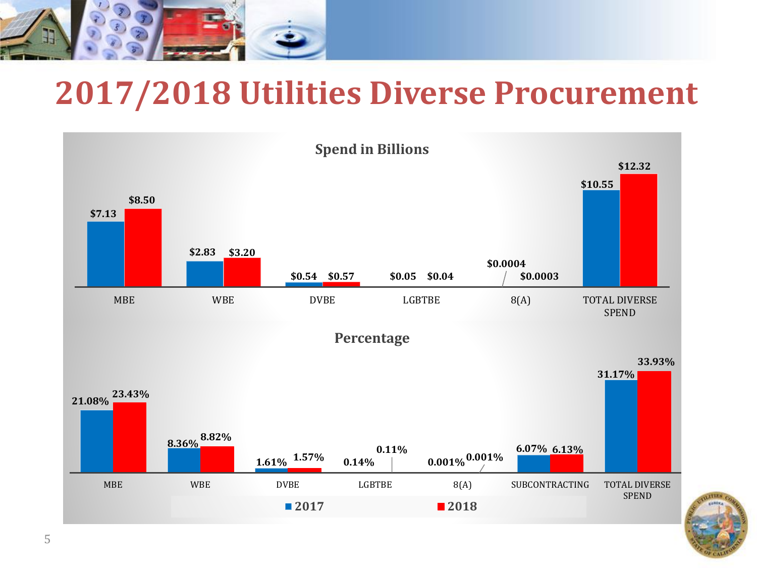# 2017/2018 Utilities Diverse Procurement

**Spend in Billions**

| | 2017 | 2018 |
|---|---|---|
| MBE | $7.13 | $8.50 |
| WBE | $2.83 | $3.20 |
| DVBE | $0.54 | $0.57 |
| LGBTBE | $0.05 | $0.04 |
| 8(A) | $0.0004 | $0.0003 |
| TOTAL DIVERSE SPEND | $10.55 | $12.32 |

**Percentage**

| | 2017 | 2018 |
|---|---|---|
| MBE | 21.08% | 23.43% |
| WBE | 8.36% | 8.82% |
| DVBE | 1.61% | 1.57% |
| LGBTBE | 0.14% | 0.11% |
| 8(A) | 0.001% | 0.001% |
| SUBCONTRACTING | 6.07% | 6.13% |
| TOTAL DIVERSE SPEND | 31.17% | 33.93% |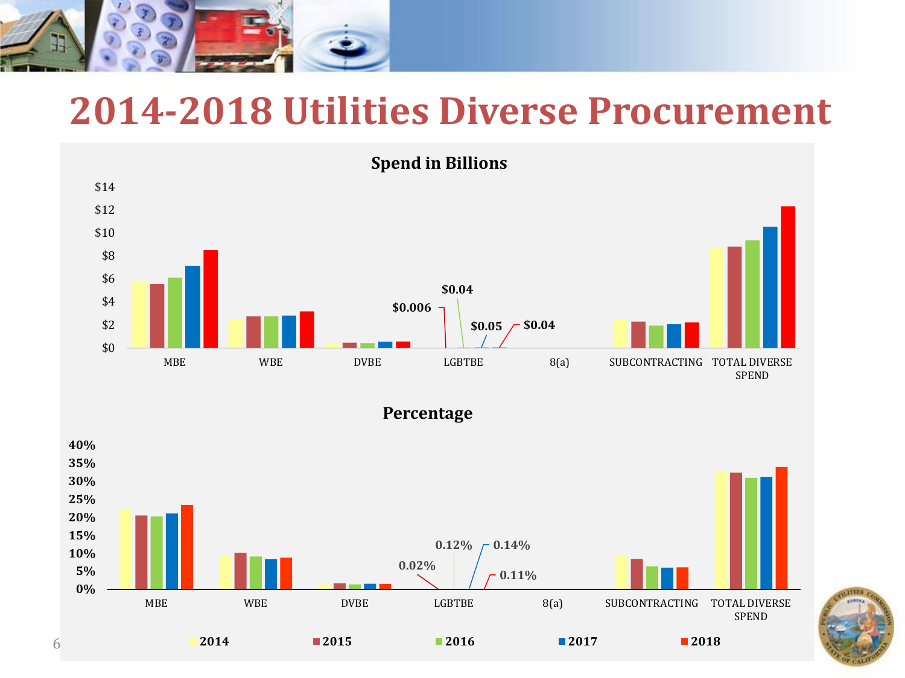# 2014-2018 Utilities Diverse Procurement

**Spend in Billions**

$14
$12
$10
$8
$6
$4
$2
$0

**$0.006** **$0.04** **$0.05** **$0.04**

MBE WBE DVBE LGBTBE 8(a) SUBCONTRACTING TOTAL DIVERSE SPEND

**Percentage**

40%
35%
30%
25%
20%
15%
10%
5%
0%

**0.02%** **0.12%** **0.14%** **0.11%**

MBE WBE DVBE LGBTBE 8(a) SUBCONTRACTING TOTAL DIVERSE SPEND

**2014** **2015** **2016** **2017** **2018**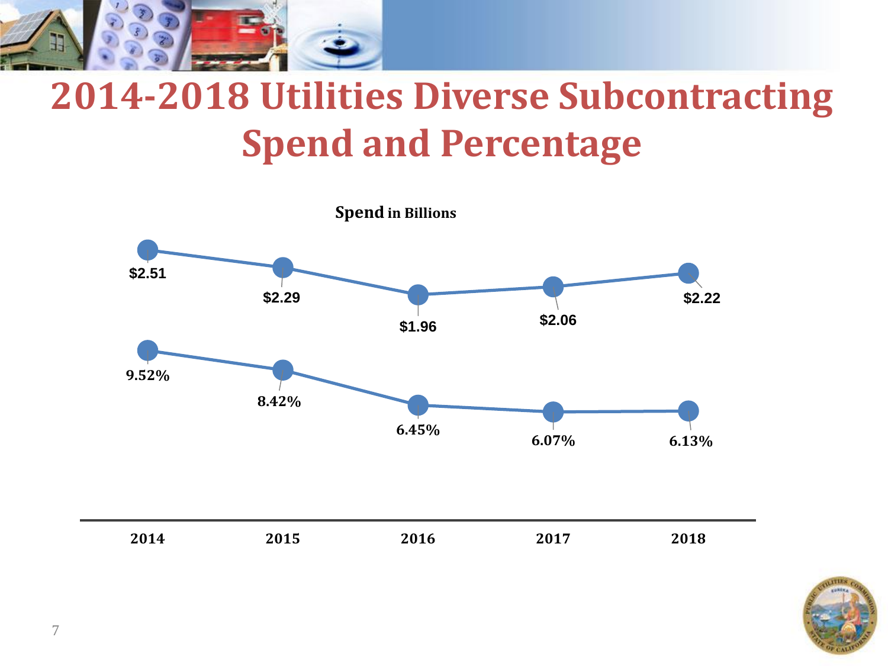# 2014-2018 Utilities Diverse Subcontracting Spend and Percentage

**Spend in Billions**

| | 2014 | 2015 | 2016 | 2017 | 2018 |
|---|---|---|---|---|---|
| Spend | $2.51 | $2.29 | $1.96 | $2.06 | $2.22 |
| Percentage | 9.52% | 8.42% | 6.45% | 6.07% | 6.13% |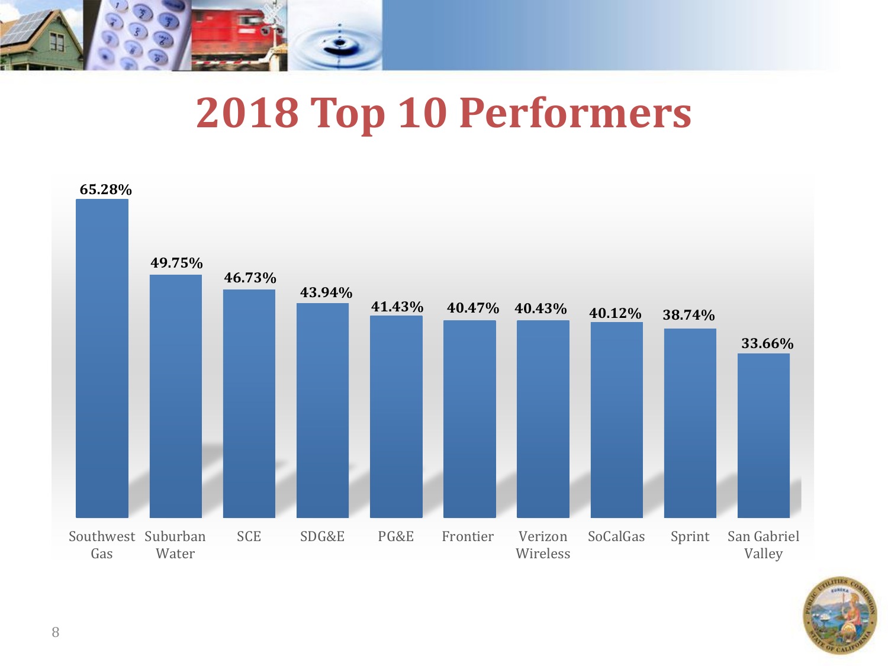# 2018 Top 10 Performers

| Performer | Percentage |
|---|---|
| Southwest Gas | 65.28% |
| Suburban Water | 49.75% |
| SCE | 46.73% |
| SDG&E | 43.94% |
| PG&E | 41.43% |
| Frontier | 40.47% |
| Verizon Wireless | 40.43% |
| SoCalGas | 40.12% |
| Sprint | 38.74% |
| San Gabriel Valley | 33.66% |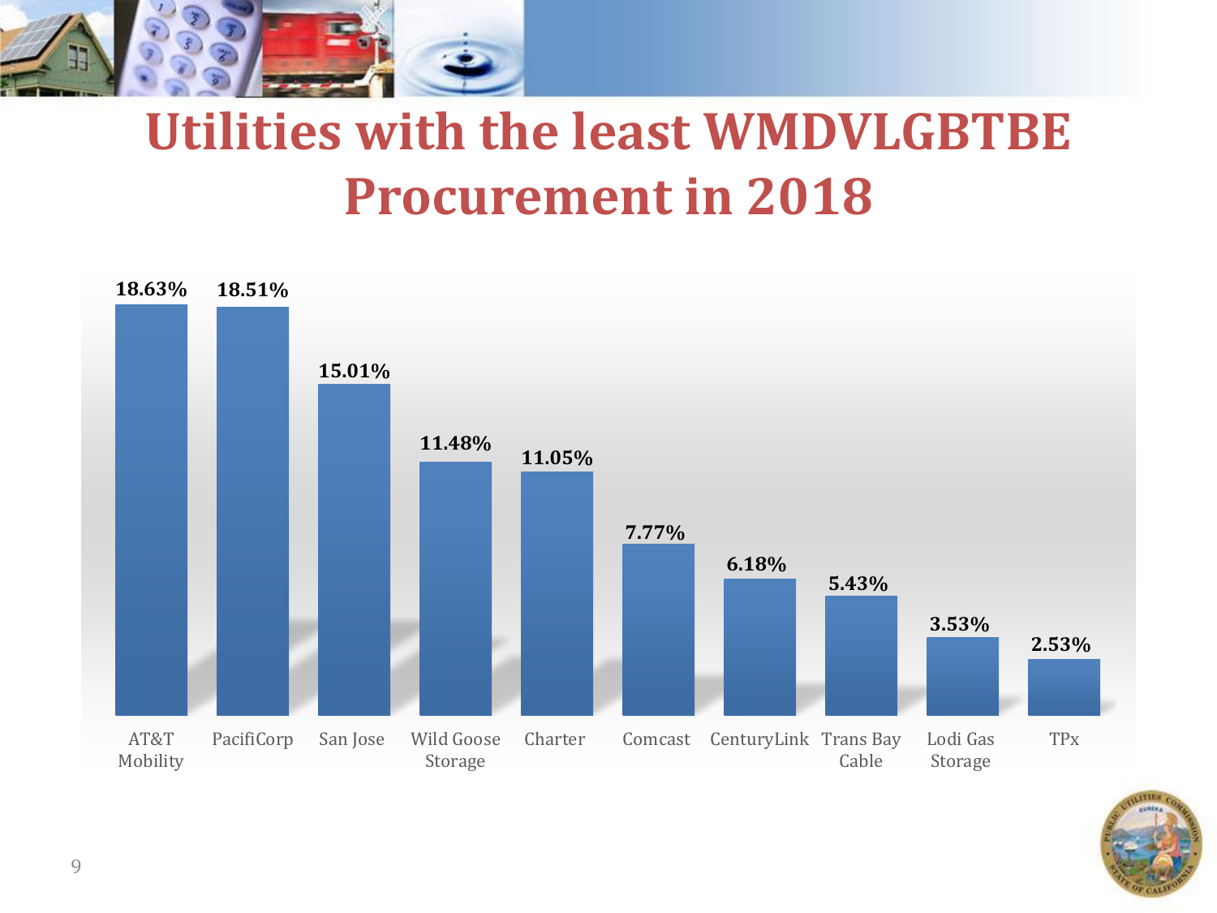# Utilities with the least WMDVLGBTBE Procurement in 2018

| Utility | Percentage |
| --- | --- |
| AT&T Mobility | 18.63% |
| PacifiCorp | 18.51% |
| San Jose | 15.01% |
| Wild Goose Storage | 11.48% |
| Charter | 11.05% |
| Comcast | 7.77% |
| CenturyLink | 6.18% |
| Trans Bay Cable | 5.43% |
| Lodi Gas Storage | 3.53% |
| TPx | 2.53% |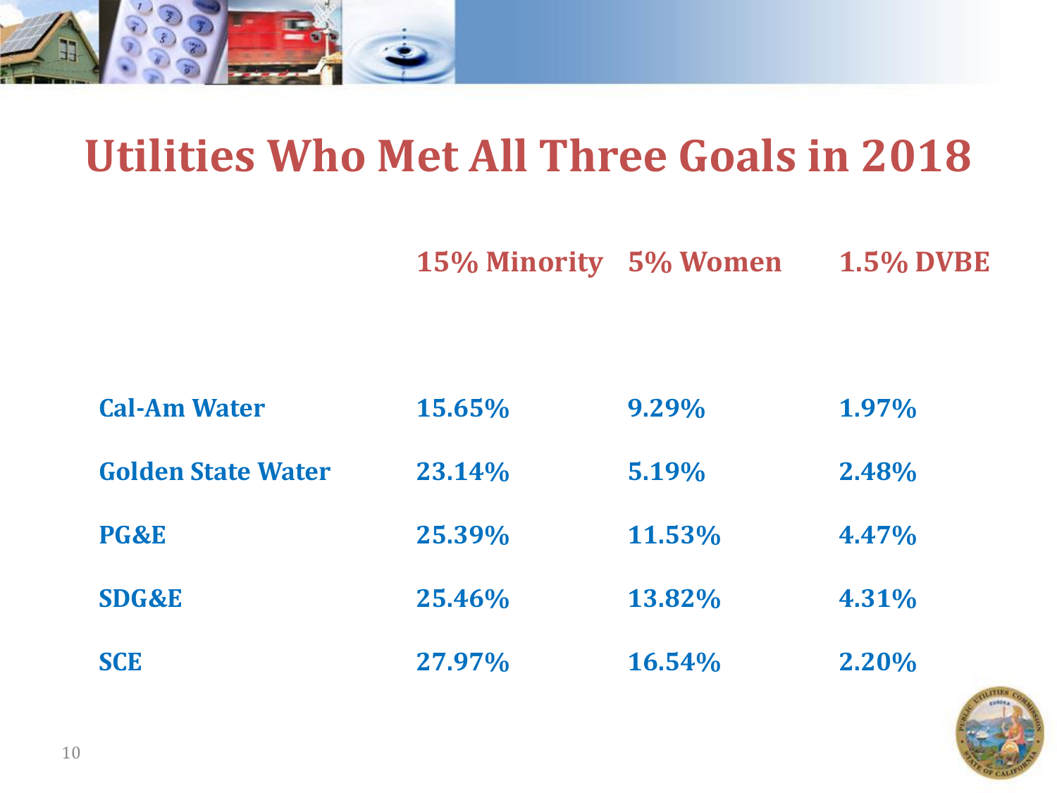# Utilities Who Met All Three Goals in 2018

| | 15% Minority | 5% Women | 1.5% DVBE |
|---|---|---|---|
| Cal-Am Water | 15.65% | 9.29% | 1.97% |
| Golden State Water | 23.14% | 5.19% | 2.48% |
| PG&E | 25.39% | 11.53% | 4.47% |
| SDG&E | 25.46% | 13.82% | 4.31% |
| SCE | 27.97% | 16.54% | 2.20% |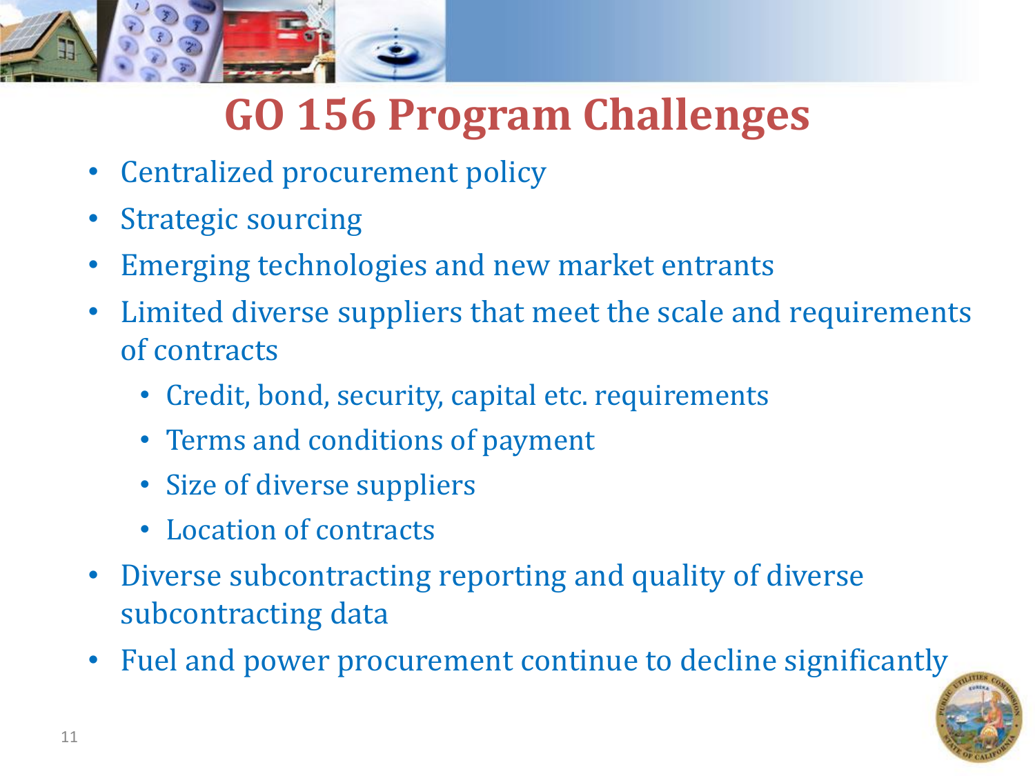# GO 156 Program Challenges

- Centralized procurement policy
- Strategic sourcing
- Emerging technologies and new market entrants
- Limited diverse suppliers that meet the scale and requirements of contracts
  - Credit, bond, security, capital etc. requirements
  - Terms and conditions of payment
  - Size of diverse suppliers
  - Location of contracts
- Diverse subcontracting reporting and quality of diverse subcontracting data
- Fuel and power procurement continue to decline significantly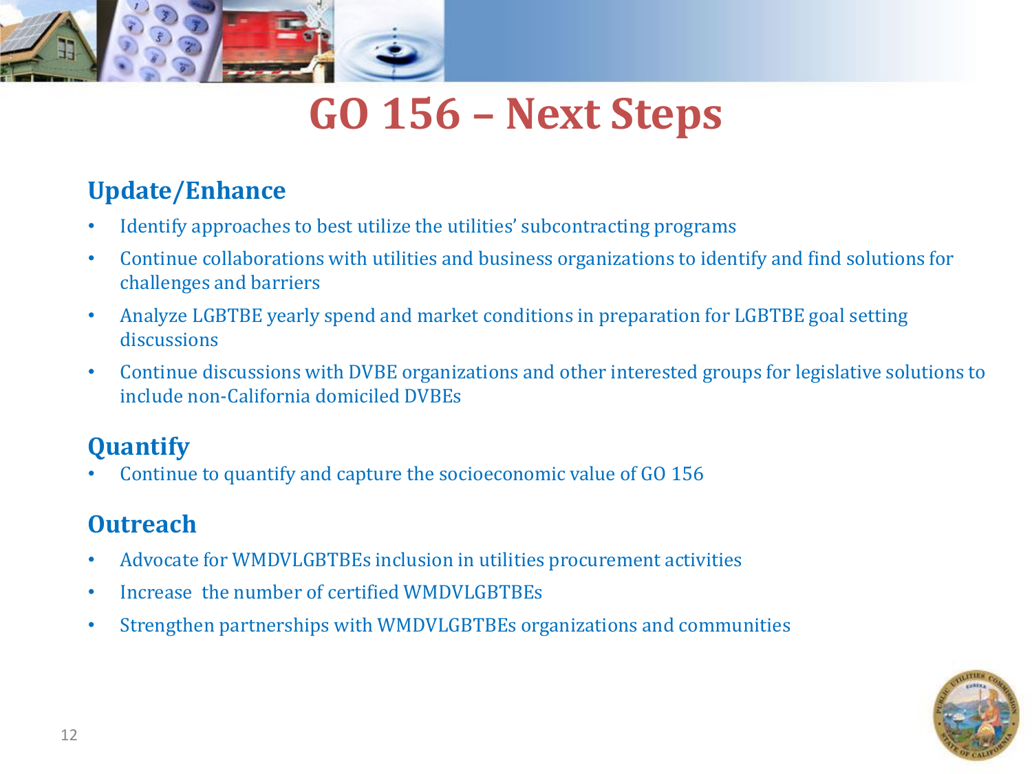# GO 156 – Next Steps

## Update/Enhance

- Identify approaches to best utilize the utilities' subcontracting programs
- Continue collaborations with utilities and business organizations to identify and find solutions for challenges and barriers
- Analyze LGBTBE yearly spend and market conditions in preparation for LGBTBE goal setting discussions
- Continue discussions with DVBE organizations and other interested groups for legislative solutions to include non-California domiciled DVBEs

## Quantify

- Continue to quantify and capture the socioeconomic value of GO 156

## Outreach

- Advocate for WMDVLGBTBEs inclusion in utilities procurement activities
- Increase the number of certified WMDVLGBTBEs
- Strengthen partnerships with WMDVLGBTBEs organizations and communities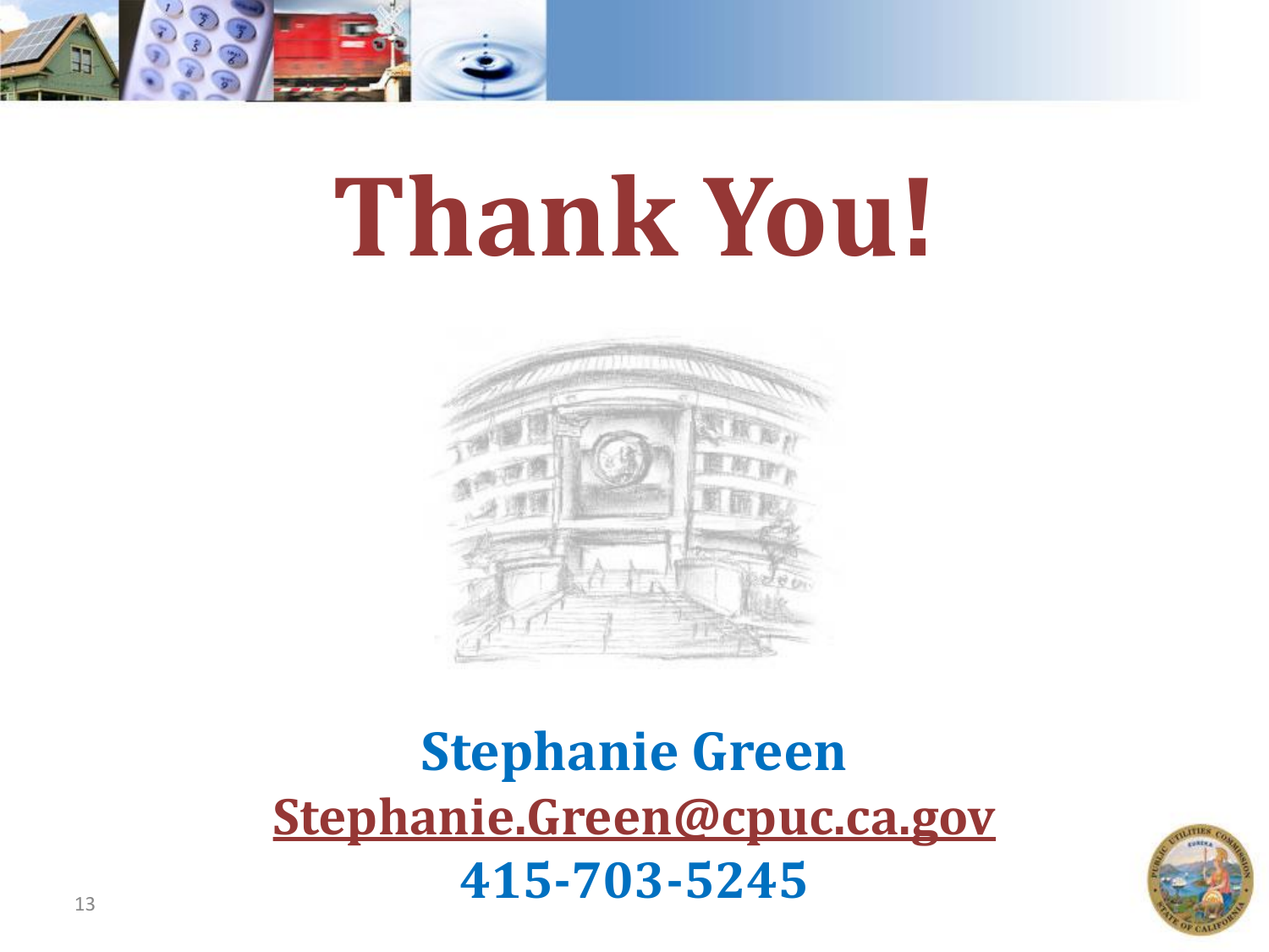# Thank You!

**Stephanie Green**
**Stephanie.Green@cpuc.ca.gov**
**415-703-5245**